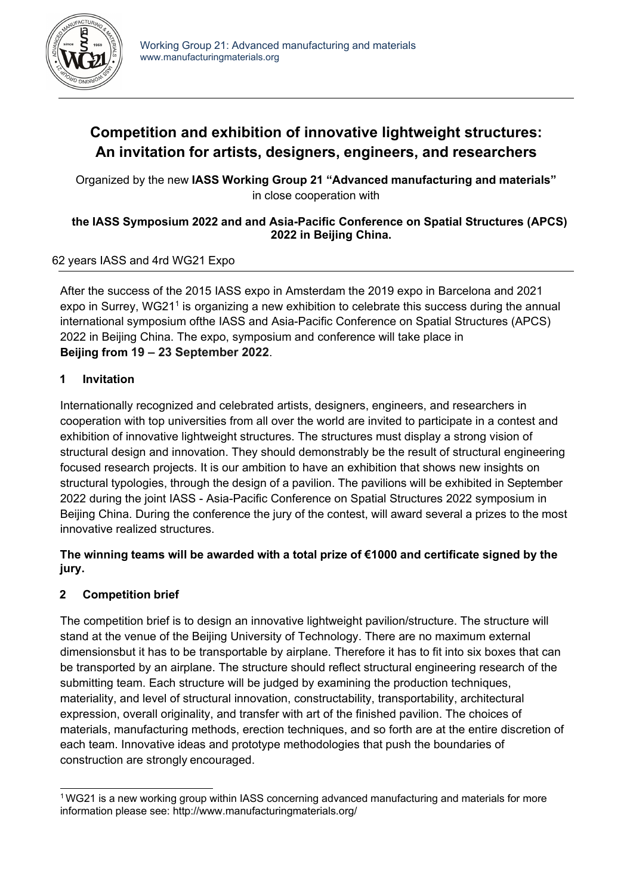Working Group 21: Advanced manufacturing and materials
www.manufacturingmaterials.org

# Competition and exhibition of innovative lightweight structures: An invitation for artists, designers, engineers, and researchers

Organized by the new **IASS Working Group 21 "Advanced manufacturing and materials"** in close cooperation with

**the IASS Symposium 2022 and and Asia-Pacific Conference on Spatial Structures (APCS) 2022 in Beijing China.**

62 years IASS and 4rd WG21 Expo

After the success of the 2015 IASS expo in Amsterdam the 2019 expo in Barcelona and 2021 expo in Surrey, WG21[1] is organizing a new exhibition to celebrate this success during the annual international symposium ofthe IASS and Asia-Pacific Conference on Spatial Structures (APCS) 2022 in Beijing China. The expo, symposium and conference will take place in **Beijing from 19 – 23 September 2022**.

## 1 Invitation

Internationally recognized and celebrated artists, designers, engineers, and researchers in cooperation with top universities from all over the world are invited to participate in a contest and exhibition of innovative lightweight structures. The structures must display a strong vision of structural design and innovation. They should demonstrably be the result of structural engineering focused research projects. It is our ambition to have an exhibition that shows new insights on structural typologies, through the design of a pavilion. The pavilions will be exhibited in September 2022 during the joint IASS - Asia-Pacific Conference on Spatial Structures 2022 symposium in Beijing China. During the conference the jury of the contest, will award several a prizes to the most innovative realized structures.

**The winning teams will be awarded with a total prize of €1000 and certificate signed by the jury.**

## 2 Competition brief

The competition brief is to design an innovative lightweight pavilion/structure. The structure will stand at the venue of the Beijing University of Technology. There are no maximum external dimensionsbut it has to be transportable by airplane. Therefore it has to fit into six boxes that can be transported by an airplane. The structure should reflect structural engineering research of the submitting team. Each structure will be judged by examining the production techniques, materiality, and level of structural innovation, constructability, transportability, architectural expression, overall originality, and transfer with art of the finished pavilion. The choices of materials, manufacturing methods, erection techniques, and so forth are at the entire discretion of each team. Innovative ideas and prototype methodologies that push the boundaries of construction are strongly encouraged.

[1] WG21 is a new working group within IASS concerning advanced manufacturing and materials for more information please see: http://www.manufacturingmaterials.org/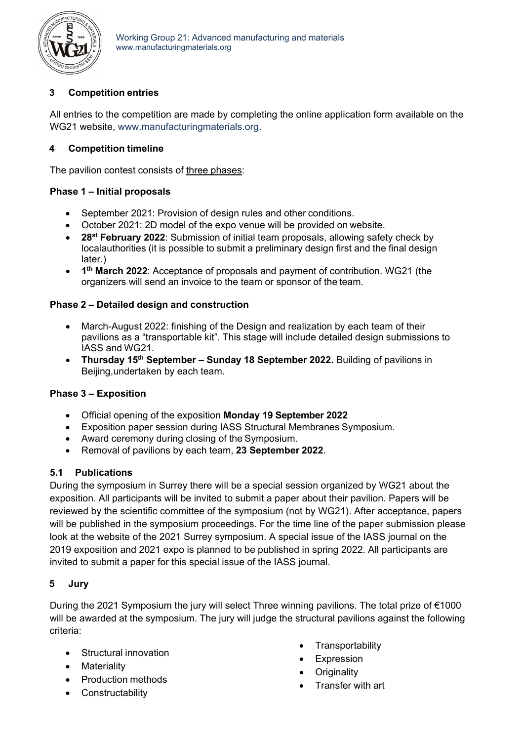## 3 Competition entries

All entries to the competition are made by completing the online application form available on the WG21 website, www.manufacturingmaterials.org.

## 4 Competition timeline

The pavilion contest consists of three phases:

**Phase 1 – Initial proposals**

- September 2021: Provision of design rules and other conditions.
- October 2021: 2D model of the expo venue will be provided on website.
- **28st February 2022**: Submission of initial team proposals, allowing safety check by localauthorities (it is possible to submit a preliminary design first and the final design later.)
- **1th March 2022**: Acceptance of proposals and payment of contribution. WG21 (the organizers will send an invoice to the team or sponsor of the team.

**Phase 2 – Detailed design and construction**

- March-August 2022: finishing of the Design and realization by each team of their pavilions as a "transportable kit". This stage will include detailed design submissions to IASS and WG21.
- **Thursday 15th September – Sunday 18 September 2022.** Building of pavilions in Beijing,undertaken by each team.

**Phase 3 – Exposition**

- Official opening of the exposition **Monday 19 September 2022**
- Exposition paper session during IASS Structural Membranes Symposium.
- Award ceremony during closing of the Symposium.
- Removal of pavilions by each team, **23 September 2022**.

## 5.1 Publications

During the symposium in Surrey there will be a special session organized by WG21 about the exposition. All participants will be invited to submit a paper about their pavilion. Papers will be reviewed by the scientific committee of the symposium (not by WG21). After acceptance, papers will be published in the symposium proceedings. For the time line of the paper submission please look at the website of the 2021 Surrey symposium. A special issue of the IASS journal on the 2019 exposition and 2021 expo is planned to be published in spring 2022. All participants are invited to submit a paper for this special issue of the IASS journal.

## 5 Jury

During the 2021 Symposium the jury will select Three winning pavilions. The total prize of €1000 will be awarded at the symposium. The jury will judge the structural pavilions against the following criteria:

- Structural innovation
- Materiality
- Production methods
- Constructability
- Transportability
- Expression
- Originality
- Transfer with art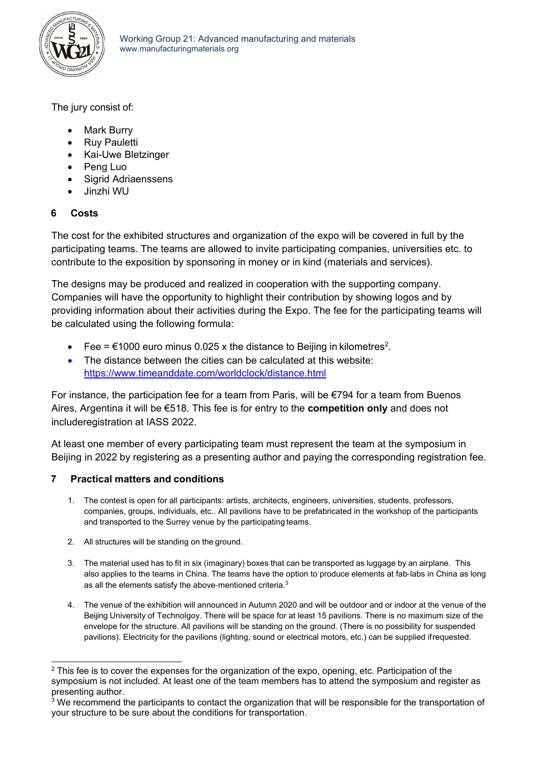The jury consist of:

- Mark Burry
- Ruy Pauletti
- Kai-Uwe Bletzinger
- Peng Luo
- Sigrid Adriaenssens
- Jinzhi WU

## 6 Costs

The cost for the exhibited structures and organization of the expo will be covered in full by the participating teams. The teams are allowed to invite participating companies, universities etc. to contribute to the exposition by sponsoring in money or in kind (materials and services).

The designs may be produced and realized in cooperation with the supporting company. Companies will have the opportunity to highlight their contribution by showing logos and by providing information about their activities during the Expo. The fee for the participating teams will be calculated using the following formula:

- Fee = €1000 euro minus 0.025 x the distance to Beijing in kilometres[2].
- The distance between the cities can be calculated at this website: https://www.timeanddate.com/worldclock/distance.html

For instance, the participation fee for a team from Paris, will be €794 for a team from Buenos Aires, Argentina it will be €518. This fee is for entry to the **competition only** and does not includeregistration at IASS 2022.

At least one member of every participating team must represent the team at the symposium in Beijing in 2022 by registering as a presenting author and paying the corresponding registration fee.

## 7 Practical matters and conditions

1. The contest is open for all participants: artists, architects, engineers, universities, students, professors, companies, groups, individuals, etc.. All pavilions have to be prefabricated in the workshop of the participants and transported to the Surrey venue by the participating teams.
2. All structures will be standing on the ground.
3. The material used has to fit in six (imaginary) boxes that can be transported as luggage by an airplane. This also applies to the teams in China. The teams have the option to produce elements at fab-labs in China as long as all the elements satisfy the above-mentioned criteria.[3]
4. The venue of the exhibition will announced in Autumn 2020 and will be outdoor and or indoor at the venue of the Beijing University of Technolgoy. There will be space for at least 15 pavilions. There is no maximum size of the envelope for the structure. All pavilions will be standing on the ground. (There is no possibility for suspended pavilions). Electricity for the pavilions (lighting, sound or electrical motors, etc.) can be supplied ifrequested.

---

[2] This fee is to cover the expenses for the organization of the expo, opening, etc. Participation of the symposium is not included. At least one of the team members has to attend the symposium and register as presenting author.

[3] We recommend the participants to contact the organization that will be responsible for the transportation of your structure to be sure about the conditions for transportation.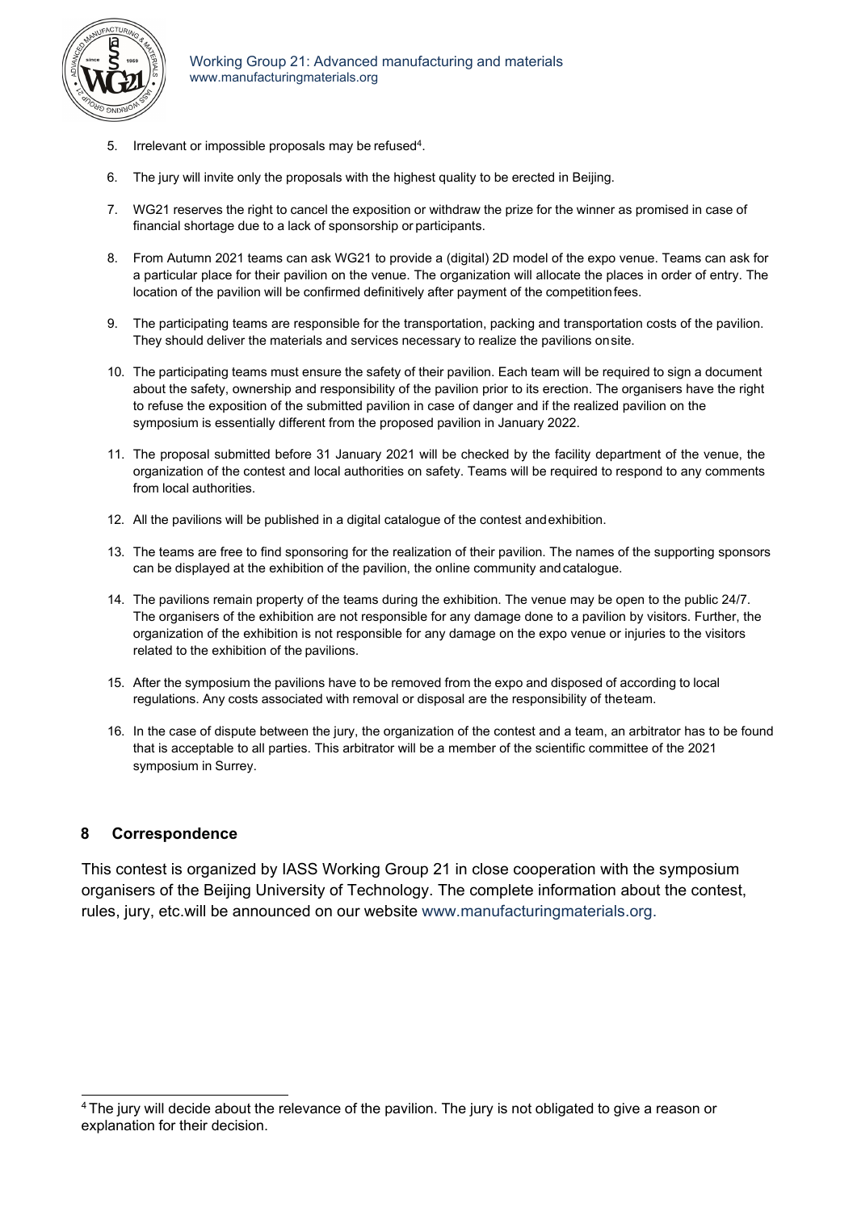5. Irrelevant or impossible proposals may be refused[4].

6. The jury will invite only the proposals with the highest quality to be erected in Beijing.

7. WG21 reserves the right to cancel the exposition or withdraw the prize for the winner as promised in case of financial shortage due to a lack of sponsorship or participants.

8. From Autumn 2021 teams can ask WG21 to provide a (digital) 2D model of the expo venue. Teams can ask for a particular place for their pavilion on the venue. The organization will allocate the places in order of entry. The location of the pavilion will be confirmed definitively after payment of the competition fees.

9. The participating teams are responsible for the transportation, packing and transportation costs of the pavilion. They should deliver the materials and services necessary to realize the pavilions on site.

10. The participating teams must ensure the safety of their pavilion. Each team will be required to sign a document about the safety, ownership and responsibility of the pavilion prior to its erection. The organisers have the right to refuse the exposition of the submitted pavilion in case of danger and if the realized pavilion on the symposium is essentially different from the proposed pavilion in January 2022.

11. The proposal submitted before 31 January 2021 will be checked by the facility department of the venue, the organization of the contest and local authorities on safety. Teams will be required to respond to any comments from local authorities.

12. All the pavilions will be published in a digital catalogue of the contest and exhibition.

13. The teams are free to find sponsoring for the realization of their pavilion. The names of the supporting sponsors can be displayed at the exhibition of the pavilion, the online community and catalogue.

14. The pavilions remain property of the teams during the exhibition. The venue may be open to the public 24/7. The organisers of the exhibition are not responsible for any damage done to a pavilion by visitors. Further, the organization of the exhibition is not responsible for any damage on the expo venue or injuries to the visitors related to the exhibition of the pavilions.

15. After the symposium the pavilions have to be removed from the expo and disposed of according to local regulations. Any costs associated with removal or disposal are the responsibility of the team.

16. In the case of dispute between the jury, the organization of the contest and a team, an arbitrator has to be found that is acceptable to all parties. This arbitrator will be a member of the scientific committee of the 2021 symposium in Surrey.

## 8 Correspondence

This contest is organized by IASS Working Group 21 in close cooperation with the symposium organisers of the Beijing University of Technology. The complete information about the contest, rules, jury, etc. will be announced on our website www.manufacturingmaterials.org.

[4] The jury will decide about the relevance of the pavilion. The jury is not obligated to give a reason or explanation for their decision.